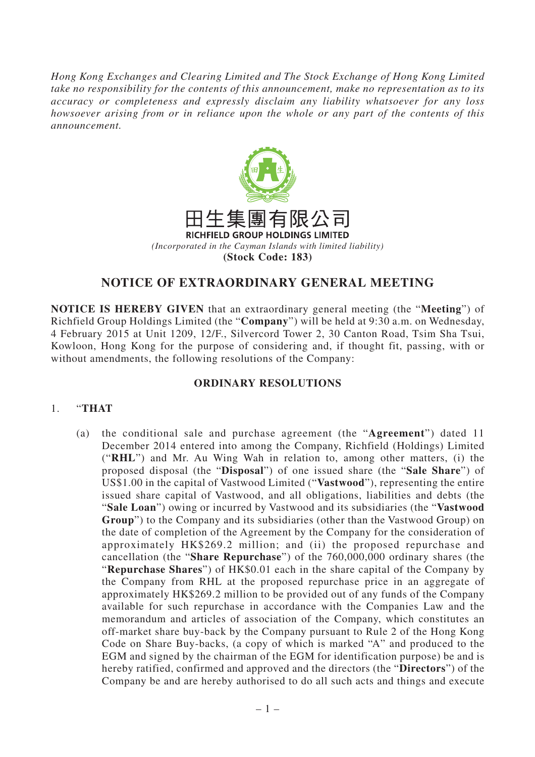*Hong Kong Exchanges and Clearing Limited and The Stock Exchange of Hong Kong Limited take no responsibility for the contents of this announcement, make no representation as to its accuracy or completeness and expressly disclaim any liability whatsoever for any loss howsoever arising from or in reliance upon the whole or any part of the contents of this announcement.*

田生集團有限公司
**RICHFIELD GROUP HOLDINGS LIMITED**
*(Incorporated in the Cayman Islands with limited liability)*
**(Stock Code: 183)**

# NOTICE OF EXTRAORDINARY GENERAL MEETING

**NOTICE IS HEREBY GIVEN** that an extraordinary general meeting (the "**Meeting**") of Richfield Group Holdings Limited (the "**Company**") will be held at 9:30 a.m. on Wednesday, 4 February 2015 at Unit 1209, 12/F., Silvercord Tower 2, 30 Canton Road, Tsim Sha Tsui, Kowloon, Hong Kong for the purpose of considering and, if thought fit, passing, with or without amendments, the following resolutions of the Company:

## ORDINARY RESOLUTIONS

1. "**THAT**

   (a) the conditional sale and purchase agreement (the "**Agreement**") dated 11 December 2014 entered into among the Company, Richfield (Holdings) Limited ("**RHL**") and Mr. Au Wing Wah in relation to, among other matters, (i) the proposed disposal (the "**Disposal**") of one issued share (the "**Sale Share**") of US$1.00 in the capital of Vastwood Limited ("**Vastwood**"), representing the entire issued share capital of Vastwood, and all obligations, liabilities and debts (the "**Sale Loan**") owing or incurred by Vastwood and its subsidiaries (the "**Vastwood Group**") to the Company and its subsidiaries (other than the Vastwood Group) on the date of completion of the Agreement by the Company for the consideration of approximately HK$269.2 million; and (ii) the proposed repurchase and cancellation (the "**Share Repurchase**") of the 760,000,000 ordinary shares (the "**Repurchase Shares**") of HK$0.01 each in the share capital of the Company by the Company from RHL at the proposed repurchase price in an aggregate of approximately HK$269.2 million to be provided out of any funds of the Company available for such repurchase in accordance with the Companies Law and the memorandum and articles of association of the Company, which constitutes an off-market share buy-back by the Company pursuant to Rule 2 of the Hong Kong Code on Share Buy-backs, (a copy of which is marked "A" and produced to the EGM and signed by the chairman of the EGM for identification purpose) be and is hereby ratified, confirmed and approved and the directors (the "**Directors**") of the Company be and are hereby authorised to do all such acts and things and execute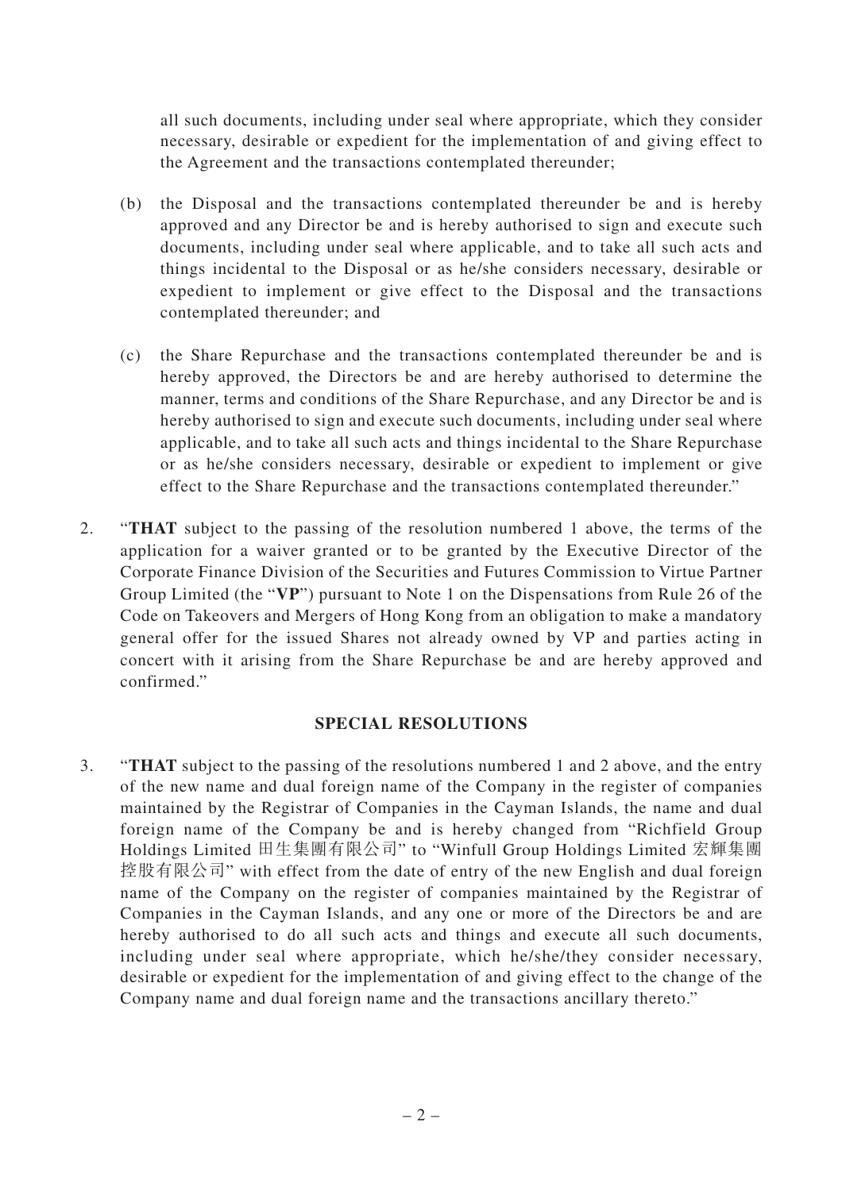all such documents, including under seal where appropriate, which they consider necessary, desirable or expedient for the implementation of and giving effect to the Agreement and the transactions contemplated thereunder;

(b) the Disposal and the transactions contemplated thereunder be and is hereby approved and any Director be and is hereby authorised to sign and execute such documents, including under seal where applicable, and to take all such acts and things incidental to the Disposal or as he/she considers necessary, desirable or expedient to implement or give effect to the Disposal and the transactions contemplated thereunder; and

(c) the Share Repurchase and the transactions contemplated thereunder be and is hereby approved, the Directors be and are hereby authorised to determine the manner, terms and conditions of the Share Repurchase, and any Director be and is hereby authorised to sign and execute such documents, including under seal where applicable, and to take all such acts and things incidental to the Share Repurchase or as he/she considers necessary, desirable or expedient to implement or give effect to the Share Repurchase and the transactions contemplated thereunder."

2. "**THAT** subject to the passing of the resolution numbered 1 above, the terms of the application for a waiver granted or to be granted by the Executive Director of the Corporate Finance Division of the Securities and Futures Commission to Virtue Partner Group Limited (the "**VP**") pursuant to Note 1 on the Dispensations from Rule 26 of the Code on Takeovers and Mergers of Hong Kong from an obligation to make a mandatory general offer for the issued Shares not already owned by VP and parties acting in concert with it arising from the Share Repurchase be and are hereby approved and confirmed."

## SPECIAL RESOLUTIONS

3. "**THAT** subject to the passing of the resolutions numbered 1 and 2 above, and the entry of the new name and dual foreign name of the Company in the register of companies maintained by the Registrar of Companies in the Cayman Islands, the name and dual foreign name of the Company be and is hereby changed from "Richfield Group Holdings Limited 田生集團有限公司" to "Winfull Group Holdings Limited 宏輝集團控股有限公司" with effect from the date of entry of the new English and dual foreign name of the Company on the register of companies maintained by the Registrar of Companies in the Cayman Islands, and any one or more of the Directors be and are hereby authorised to do all such acts and things and execute all such documents, including under seal where appropriate, which he/she/they consider necessary, desirable or expedient for the implementation of and giving effect to the change of the Company name and dual foreign name and the transactions ancillary thereto."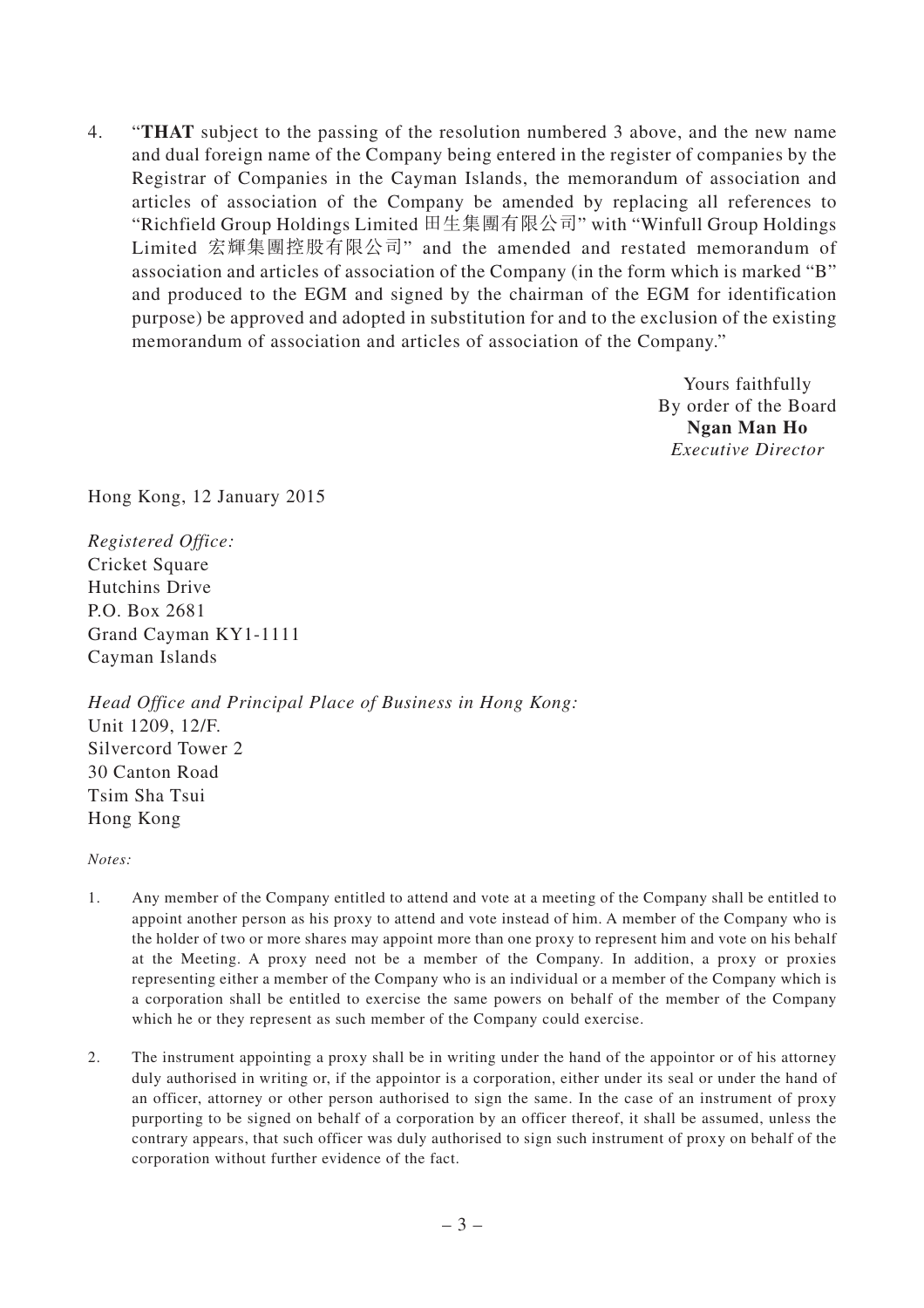4. "**THAT** subject to the passing of the resolution numbered 3 above, and the new name and dual foreign name of the Company being entered in the register of companies by the Registrar of Companies in the Cayman Islands, the memorandum of association and articles of association of the Company be amended by replacing all references to "Richfield Group Holdings Limited 田生集團有限公司" with "Winfull Group Holdings Limited 宏輝集團控股有限公司" and the amended and restated memorandum of association and articles of association of the Company (in the form which is marked "B" and produced to the EGM and signed by the chairman of the EGM for identification purpose) be approved and adopted in substitution for and to the exclusion of the existing memorandum of association and articles of association of the Company."

Yours faithfully
By order of the Board
**Ngan Man Ho**
*Executive Director*

Hong Kong, 12 January 2015

*Registered Office:*
Cricket Square
Hutchins Drive
P.O. Box 2681
Grand Cayman KY1-1111
Cayman Islands

*Head Office and Principal Place of Business in Hong Kong:*
Unit 1209, 12/F.
Silvercord Tower 2
30 Canton Road
Tsim Sha Tsui
Hong Kong

*Notes:*

1. Any member of the Company entitled to attend and vote at a meeting of the Company shall be entitled to appoint another person as his proxy to attend and vote instead of him. A member of the Company who is the holder of two or more shares may appoint more than one proxy to represent him and vote on his behalf at the Meeting. A proxy need not be a member of the Company. In addition, a proxy or proxies representing either a member of the Company who is an individual or a member of the Company which is a corporation shall be entitled to exercise the same powers on behalf of the member of the Company which he or they represent as such member of the Company could exercise.

2. The instrument appointing a proxy shall be in writing under the hand of the appointor or of his attorney duly authorised in writing or, if the appointor is a corporation, either under its seal or under the hand of an officer, attorney or other person authorised to sign the same. In the case of an instrument of proxy purporting to be signed on behalf of a corporation by an officer thereof, it shall be assumed, unless the contrary appears, that such officer was duly authorised to sign such instrument of proxy on behalf of the corporation without further evidence of the fact.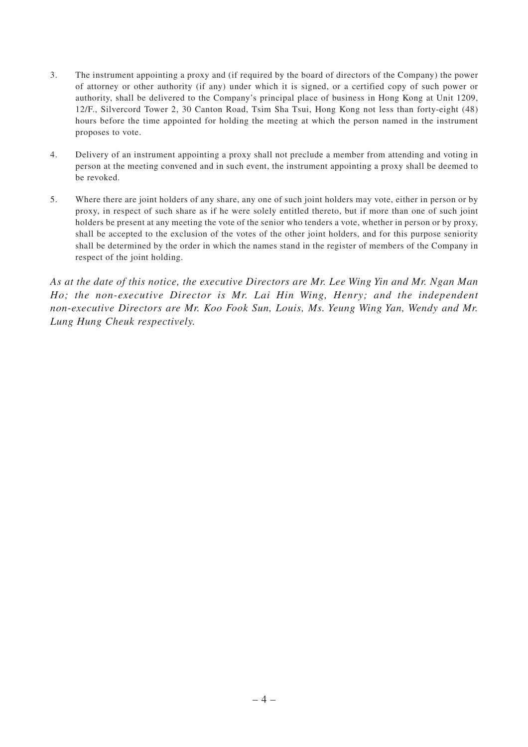3. The instrument appointing a proxy and (if required by the board of directors of the Company) the power of attorney or other authority (if any) under which it is signed, or a certified copy of such power or authority, shall be delivered to the Company's principal place of business in Hong Kong at Unit 1209, 12/F., Silvercord Tower 2, 30 Canton Road, Tsim Sha Tsui, Hong Kong not less than forty-eight (48) hours before the time appointed for holding the meeting at which the person named in the instrument proposes to vote.

4. Delivery of an instrument appointing a proxy shall not preclude a member from attending and voting in person at the meeting convened and in such event, the instrument appointing a proxy shall be deemed to be revoked.

5. Where there are joint holders of any share, any one of such joint holders may vote, either in person or by proxy, in respect of such share as if he were solely entitled thereto, but if more than one of such joint holders be present at any meeting the vote of the senior who tenders a vote, whether in person or by proxy, shall be accepted to the exclusion of the votes of the other joint holders, and for this purpose seniority shall be determined by the order in which the names stand in the register of members of the Company in respect of the joint holding.

*As at the date of this notice, the executive Directors are Mr. Lee Wing Yin and Mr. Ngan Man Ho; the non-executive Director is Mr. Lai Hin Wing, Henry; and the independent non-executive Directors are Mr. Koo Fook Sun, Louis, Ms. Yeung Wing Yan, Wendy and Mr. Lung Hung Cheuk respectively.*